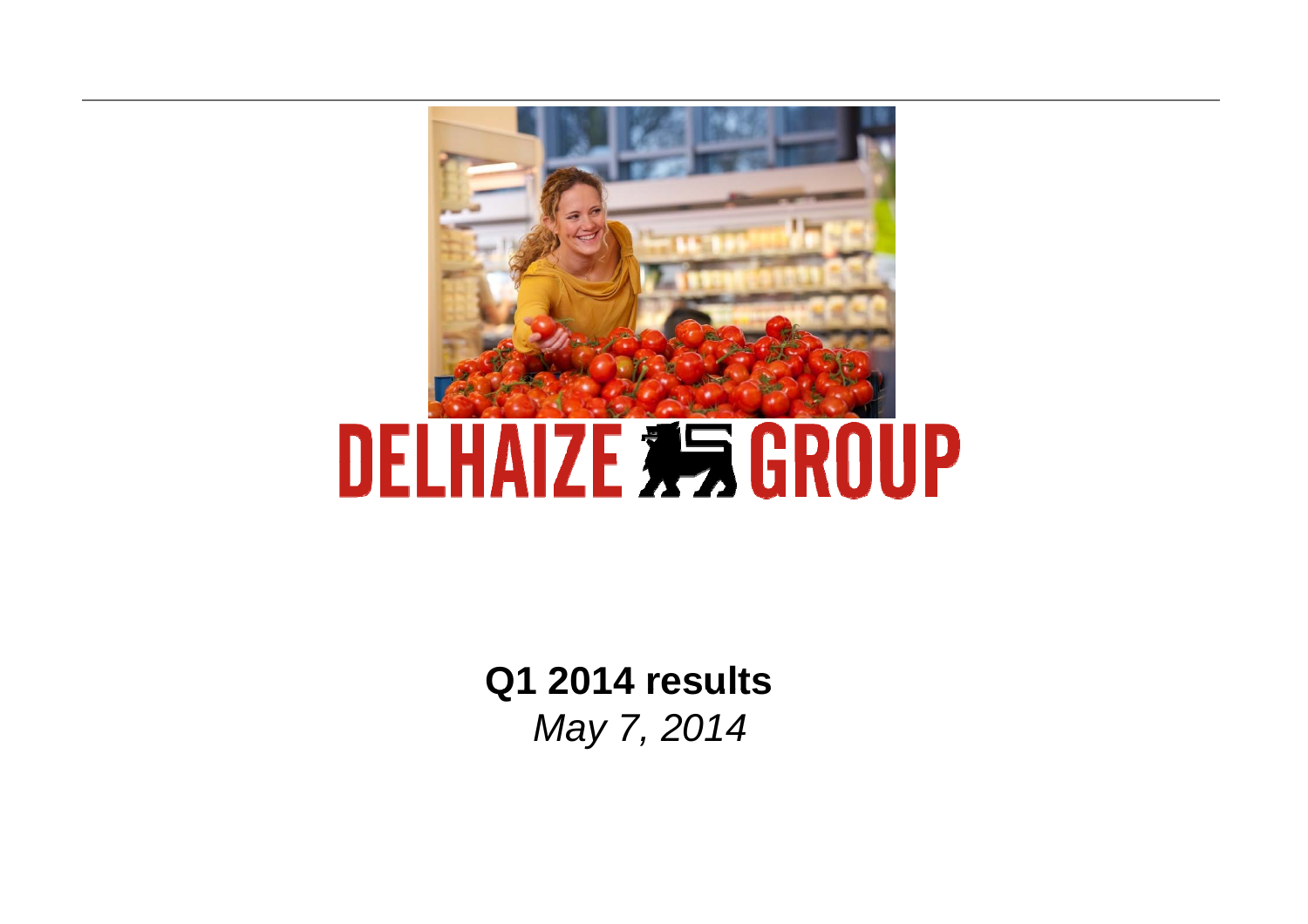# DELHAIZE GROUP

**Q1 2014 results**

*May 7, 2014*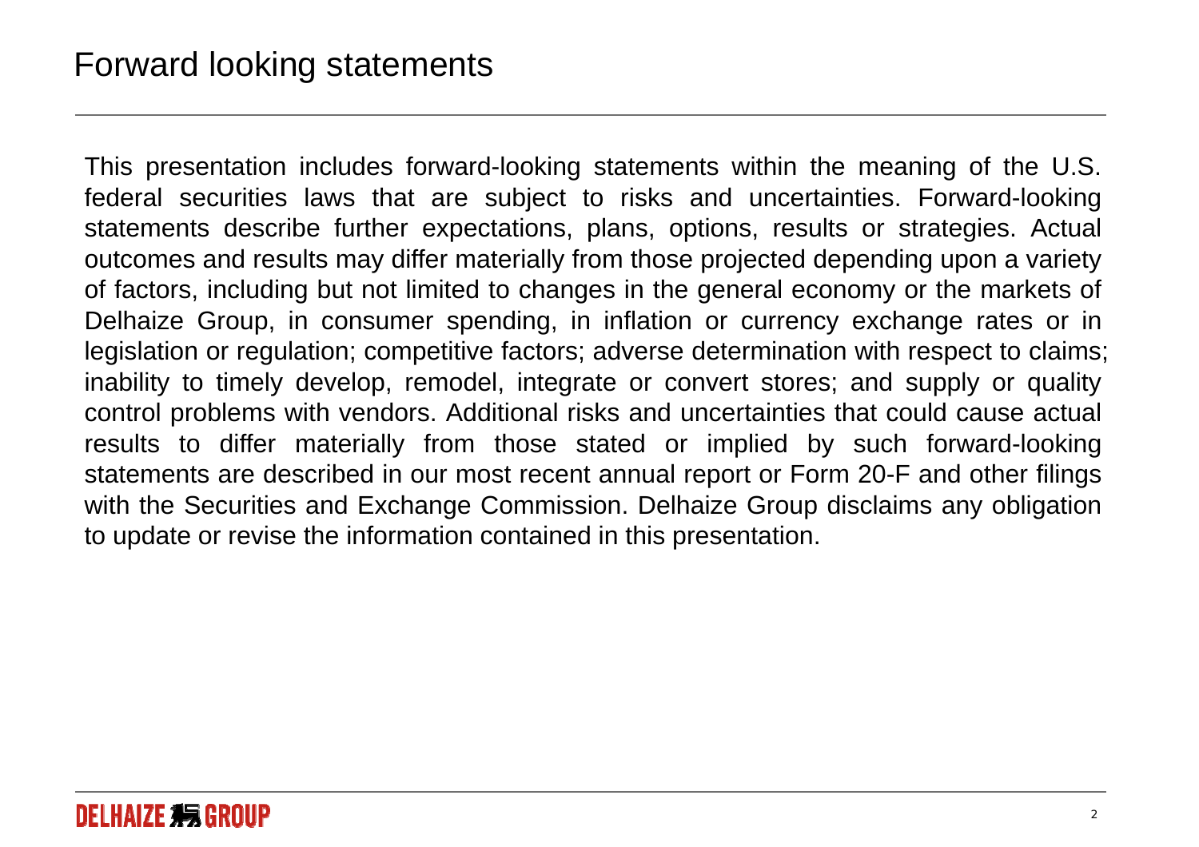# Forward looking statements

This presentation includes forward-looking statements within the meaning of the U.S. federal securities laws that are subject to risks and uncertainties. Forward-looking statements describe further expectations, plans, options, results or strategies. Actual outcomes and results may differ materially from those projected depending upon a variety of factors, including but not limited to changes in the general economy or the markets of Delhaize Group, in consumer spending, in inflation or currency exchange rates or in legislation or regulation; competitive factors; adverse determination with respect to claims; inability to timely develop, remodel, integrate or convert stores; and supply or quality control problems with vendors. Additional risks and uncertainties that could cause actual results to differ materially from those stated or implied by such forward-looking statements are described in our most recent annual report or Form 20-F and other filings with the Securities and Exchange Commission. Delhaize Group disclaims any obligation to update or revise the information contained in this presentation.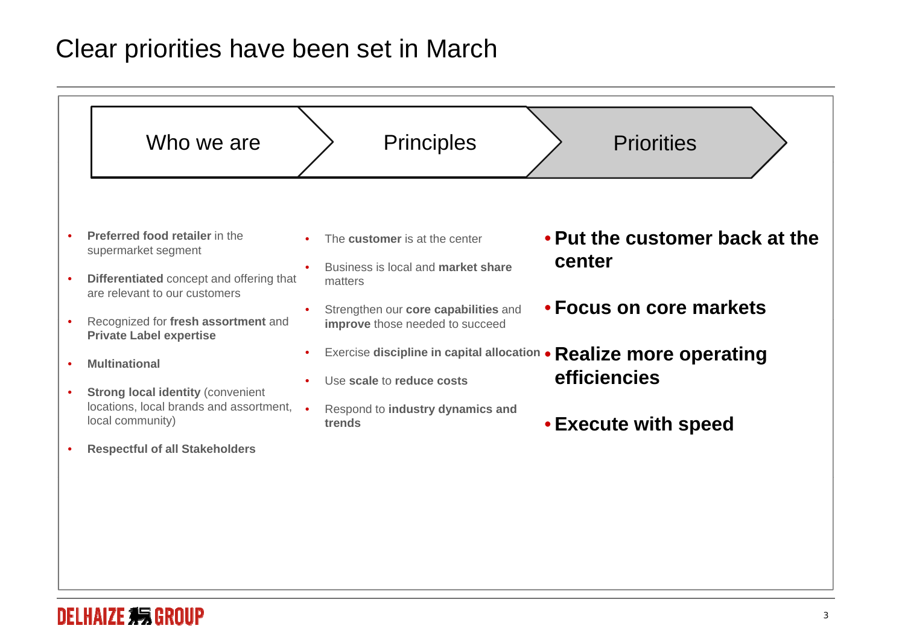# Clear priorities have been set in March

## Who we are

- **Preferred food retailer** in the supermarket segment
- **Differentiated** concept and offering that are relevant to our customers
- Recognized for **fresh assortment** and **Private Label expertise**
- **Multinational**
- **Strong local identity** (convenient locations, local brands and assortment, local community)
- **Respectful of all Stakeholders**

## Principles

- The **customer** is at the center
- Business is local and **market share** matters
- Strengthen our **core capabilities** and **improve** those needed to succeed
- Exercise **discipline in capital allocation**
- Use **scale** to **reduce costs**
- Respond to **industry dynamics and trends**

## Priorities

- **Put the customer back at the center**
- **Focus on core markets**
- **Realize more operating efficiencies**
- **Execute with speed**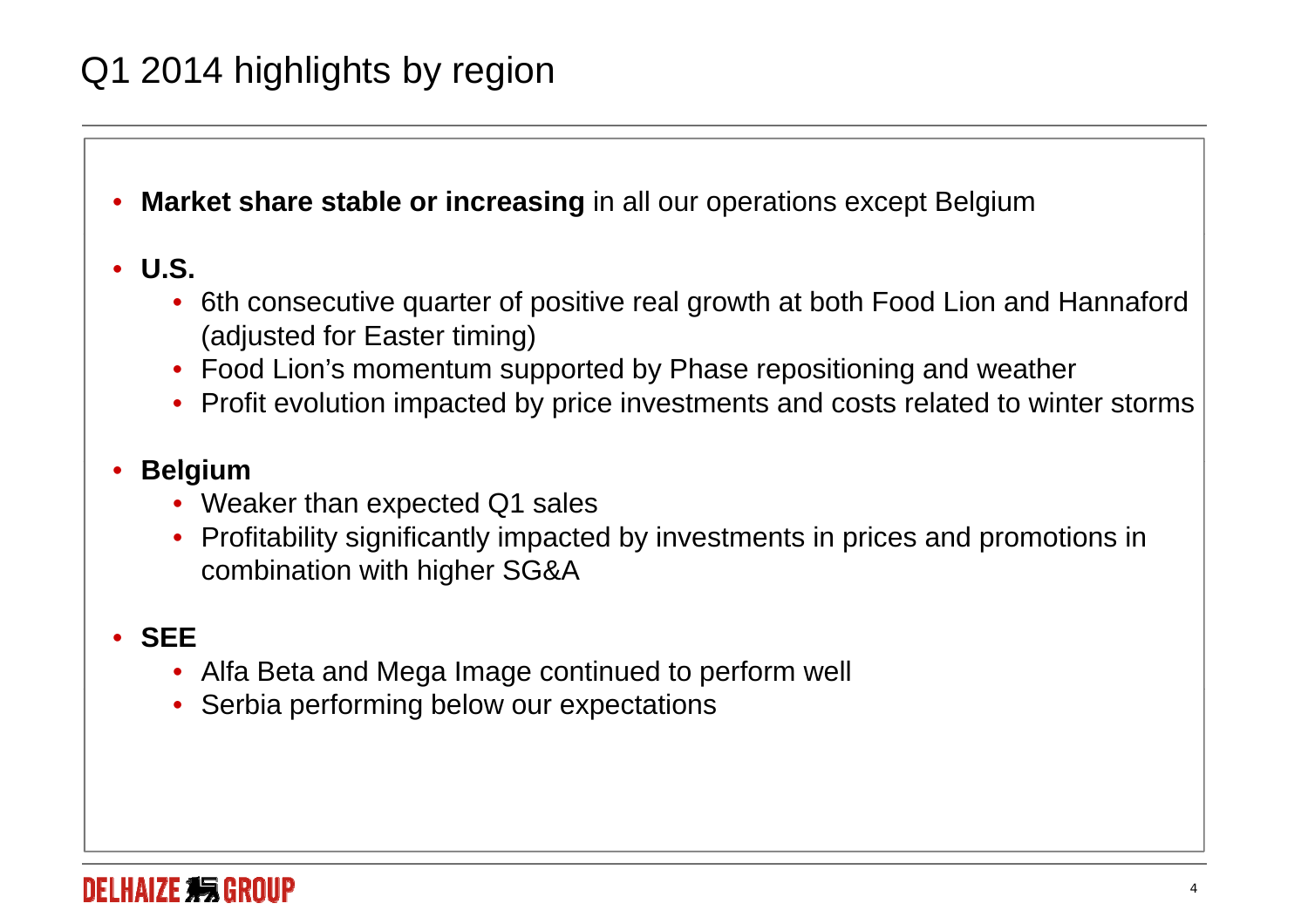# Q1 2014 highlights by region

- **Market share stable or increasing** in all our operations except Belgium
- **U.S.**
  - 6th consecutive quarter of positive real growth at both Food Lion and Hannaford (adjusted for Easter timing)
  - Food Lion's momentum supported by Phase repositioning and weather
  - Profit evolution impacted by price investments and costs related to winter storms
- **Belgium**
  - Weaker than expected Q1 sales
  - Profitability significantly impacted by investments in prices and promotions in combination with higher SG&A
- **SEE**
  - Alfa Beta and Mega Image continued to perform well
  - Serbia performing below our expectations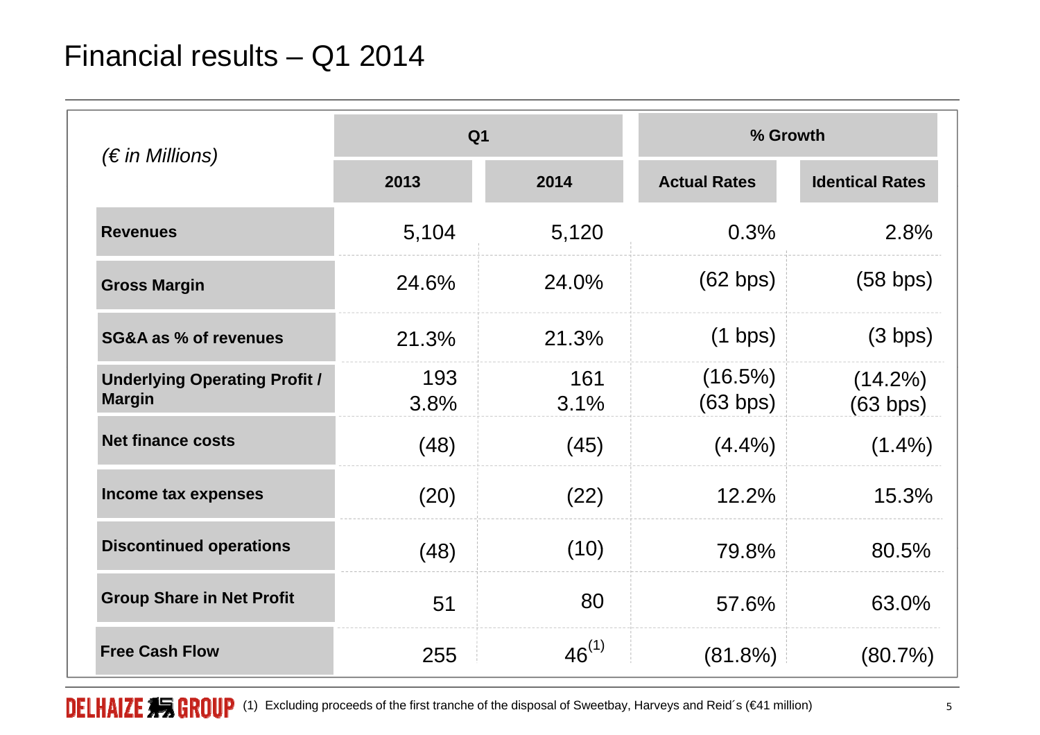# Financial results – Q1 2014

| *(€ in Millions)* | Q1 | | % Growth | |
|---|---|---|---|---|
| | **2013** | **2014** | **Actual Rates** | **Identical Rates** |
| **Revenues** | 5,104 | 5,120 | 0.3% | 2.8% |
| **Gross Margin** | 24.6% | 24.0% | (62 bps) | (58 bps) |
| **SG&A as % of revenues** | 21.3% | 21.3% | (1 bps) | (3 bps) |
| **Underlying Operating Profit / Margin** | 193<br>3.8% | 161<br>3.1% | (16.5%)<br>(63 bps) | (14.2%)<br>(63 bps) |
| **Net finance costs** | (48) | (45) | (4.4%) | (1.4%) |
| **Income tax expenses** | (20) | (22) | 12.2% | 15.3% |
| **Discontinued operations** | (48) | (10) | 79.8% | 80.5% |
| **Group Share in Net Profit** | 51 | 80 | 57.6% | 63.0% |
| **Free Cash Flow** | 255 | 46[1] | (81.8%) | (80.7%) |

(1) Excluding proceeds of the first tranche of the disposal of Sweetbay, Harveys and Reid´s (€41 million)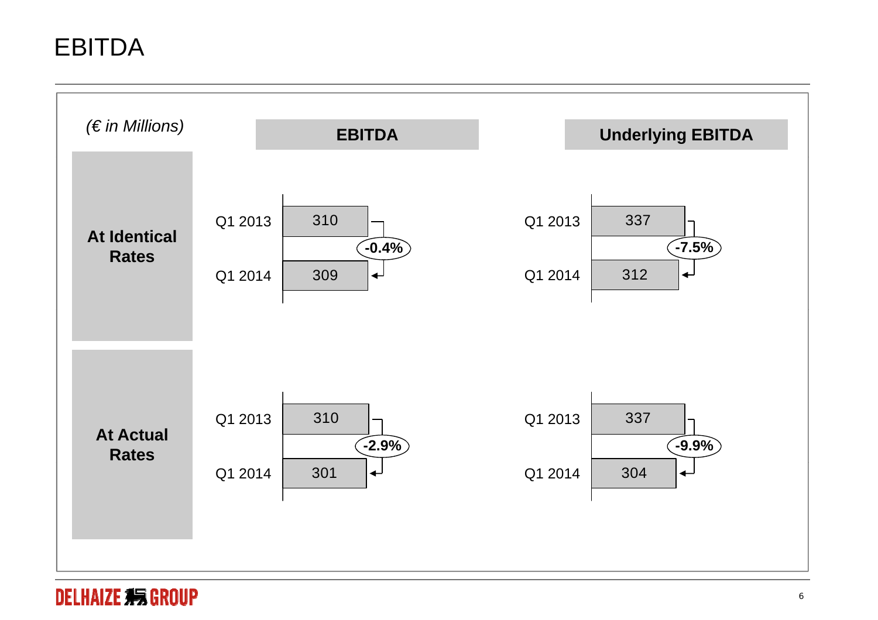# EBITDA

*(€ in Millions)*

| | | EBITDA | Change | Underlying EBITDA | Change |
|---|---|---|---|---|---|
| **At Identical Rates** | Q1 2013 | 310 | | 337 | |
| | Q1 2014 | 309 | -0.4% | 312 | -7.5% |
| **At Actual Rates** | Q1 2013 | 310 | | 337 | |
| | Q1 2014 | 301 | -2.9% | 304 | -9.9% |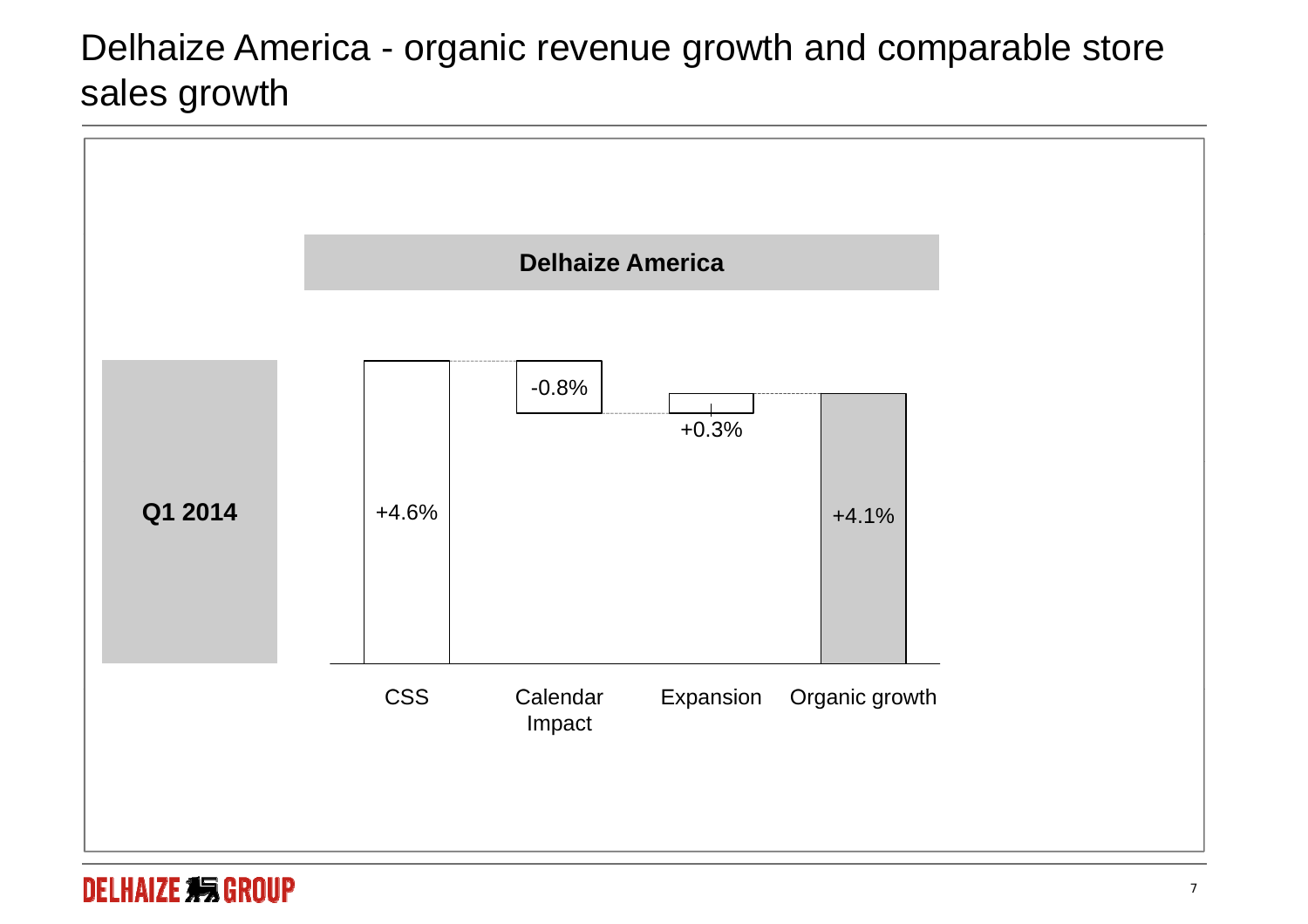# Delhaize America - organic revenue growth and comparable store sales growth

**Delhaize America**

| | CSS | Calendar Impact | Expansion | Organic growth |
|---|---|---|---|---|
| **Q1 2014** | +4.6% | -0.8% | +0.3% | +4.1% |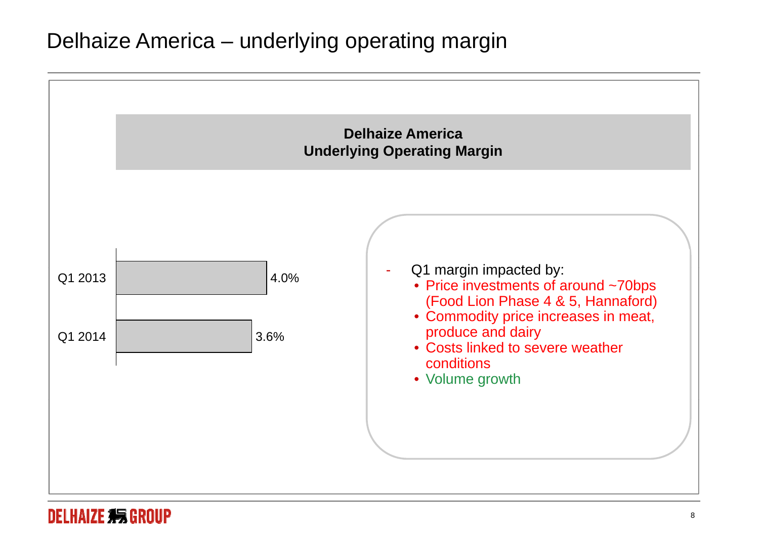# Delhaize America – underlying operating margin

**Delhaize America**
**Underlying Operating Margin**

| Period | Underlying Operating Margin |
| --- | --- |
| Q1 2013 | 4.0% |
| Q1 2014 | 3.6% |

- Q1 margin impacted by:
  - Price investments of around ~70bps (Food Lion Phase 4 & 5, Hannaford)
  - Commodity price increases in meat, produce and dairy
  - Costs linked to severe weather conditions
  - Volume growth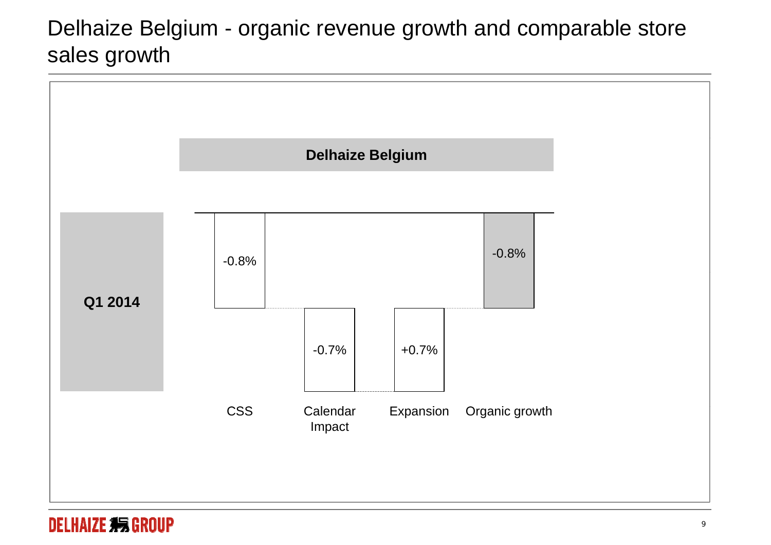# Delhaize Belgium - organic revenue growth and comparable store sales growth

**Delhaize Belgium**

| | CSS | Calendar Impact | Expansion | Organic growth |
|---|---|---|---|---|
| **Q1 2014** | -0.8% | -0.7% | +0.7% | -0.8% |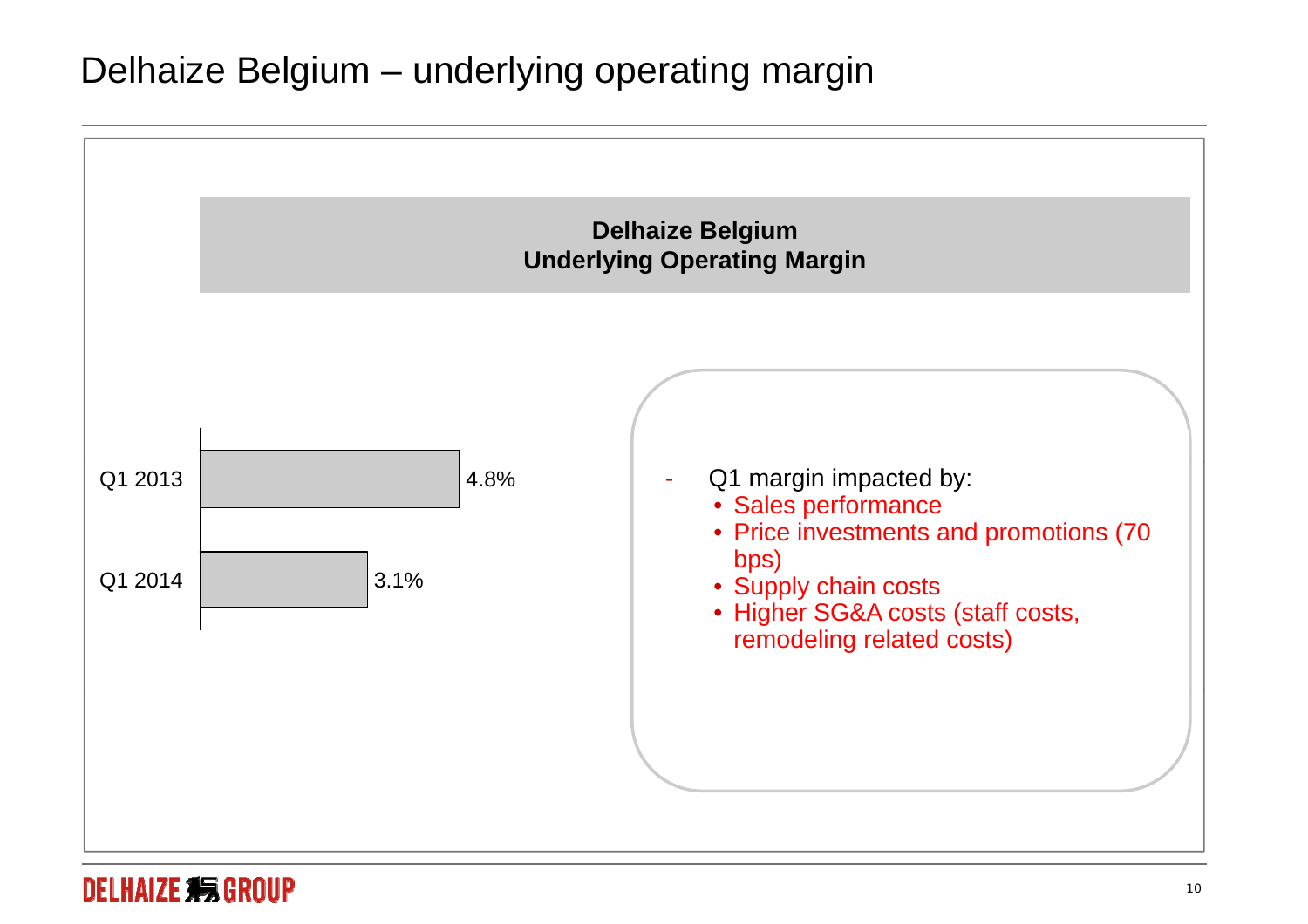# Delhaize Belgium – underlying operating margin

**Delhaize Belgium**
**Underlying Operating Margin**

| | Underlying Operating Margin |
|---|---|
| Q1 2013 | 4.8% |
| Q1 2014 | 3.1% |

- Q1 margin impacted by:
  - Sales performance
  - Price investments and promotions (70 bps)
  - Supply chain costs
  - Higher SG&A costs (staff costs, remodeling related costs)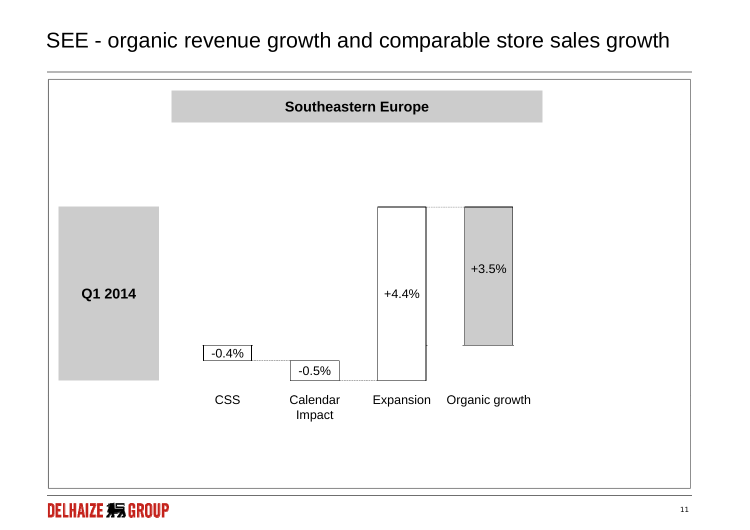# SEE - organic revenue growth and comparable store sales growth

**Southeastern Europe**

**Q1 2014**

| CSS | Calendar Impact | Expansion | Organic growth |
|---|---|---|---|
| -0.4% | -0.5% | +4.4% | +3.5% |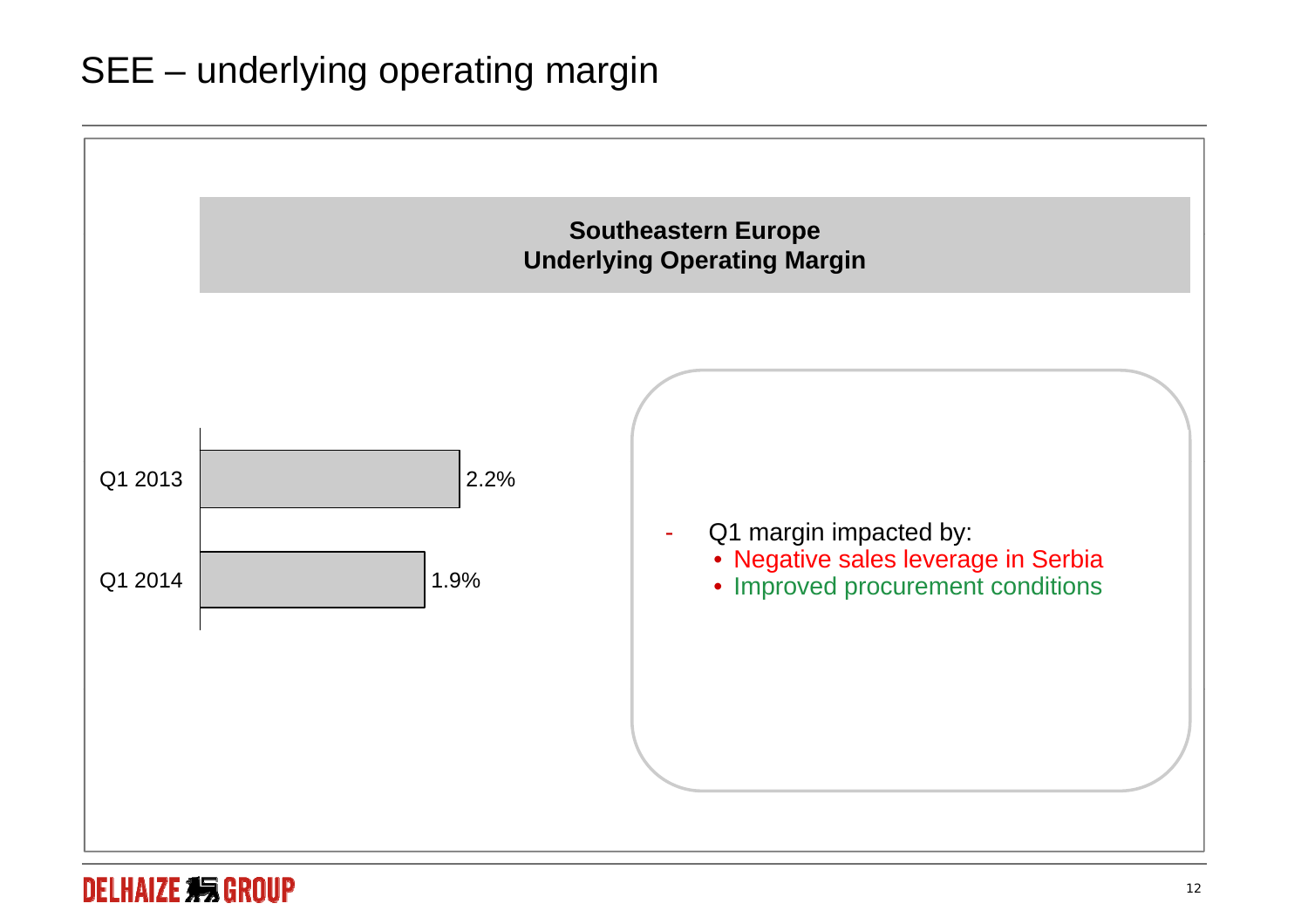# SEE – underlying operating margin

**Southeastern Europe**
**Underlying Operating Margin**

| Period | Margin |
| --- | --- |
| Q1 2013 | 2.2% |
| Q1 2014 | 1.9% |

- Q1 margin impacted by:
  - Negative sales leverage in Serbia
  - Improved procurement conditions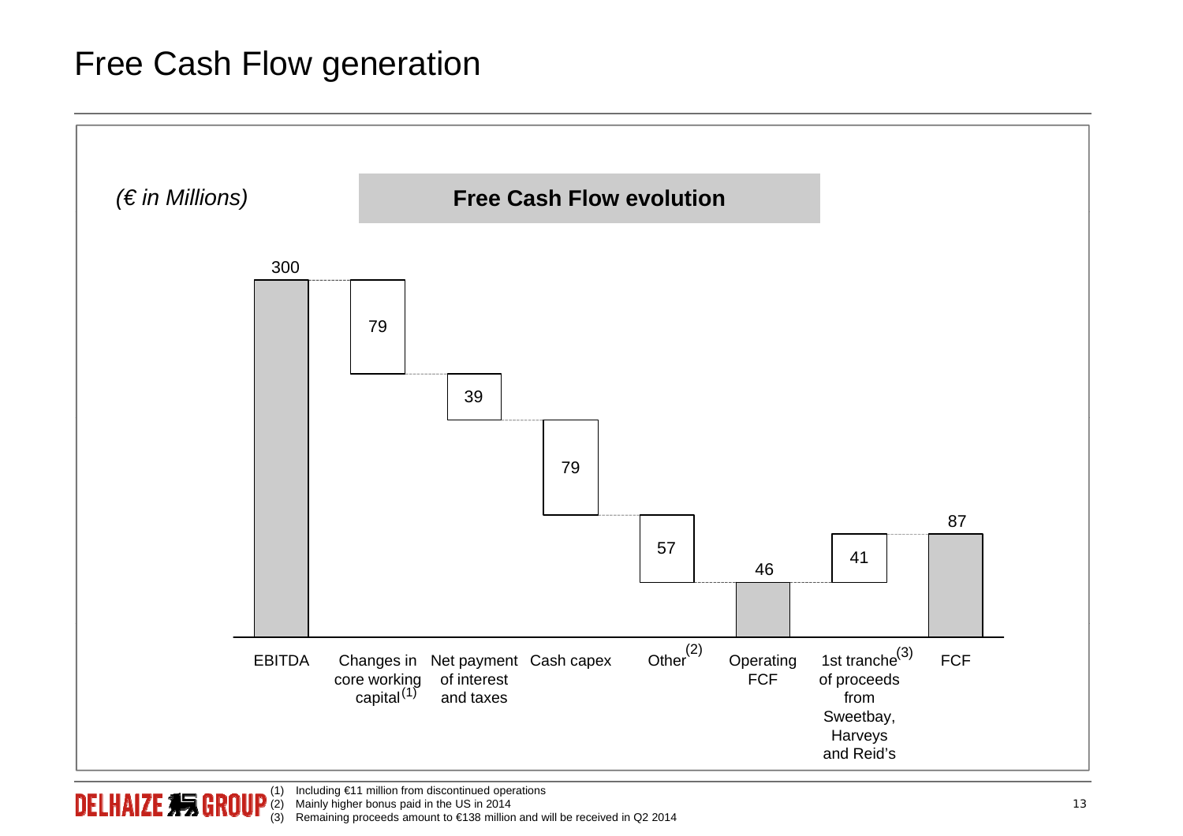# Free Cash Flow generation

*(€ in Millions)*

**Free Cash Flow evolution**

| | € in Millions |
|---|---|
| EBITDA | 300 |
| Changes in core working capital[1] | 79 |
| Net payment of interest and taxes | 39 |
| Cash capex | 79 |
| Other[2] | 57 |
| Operating FCF | 46 |
| 1st tranche[3] of proceeds from Sweetbay, Harveys and Reid's | 41 |
| FCF | 87 |

(1) Including €11 million from discontinued operations
(2) Mainly higher bonus paid in the US in 2014
(3) Remaining proceeds amount to €138 million and will be received in Q2 2014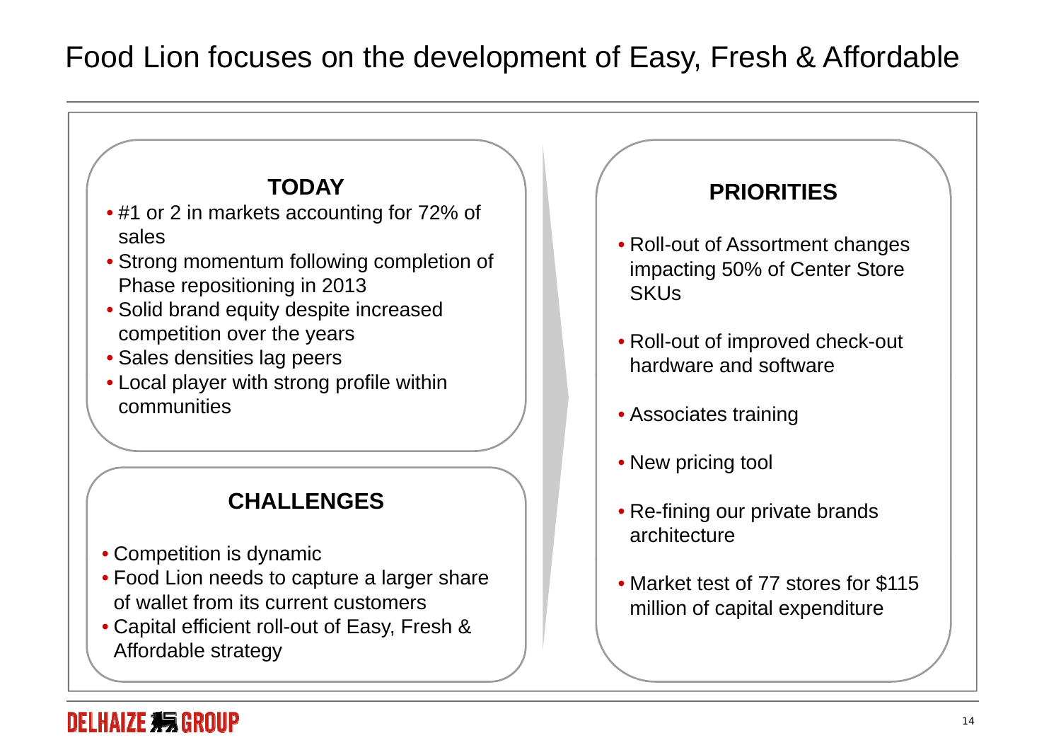# Food Lion focuses on the development of Easy, Fresh & Affordable

### TODAY

- #1 or 2 in markets accounting for 72% of sales
- Strong momentum following completion of Phase repositioning in 2013
- Solid brand equity despite increased competition over the years
- Sales densities lag peers
- Local player with strong profile within communities

### CHALLENGES

- Competition is dynamic
- Food Lion needs to capture a larger share of wallet from its current customers
- Capital efficient roll-out of Easy, Fresh & Affordable strategy

### PRIORITIES

- Roll-out of Assortment changes impacting 50% of Center Store SKUs
- Roll-out of improved check-out hardware and software
- Associates training
- New pricing tool
- Re-fining our private brands architecture
- Market test of 77 stores for $115 million of capital expenditure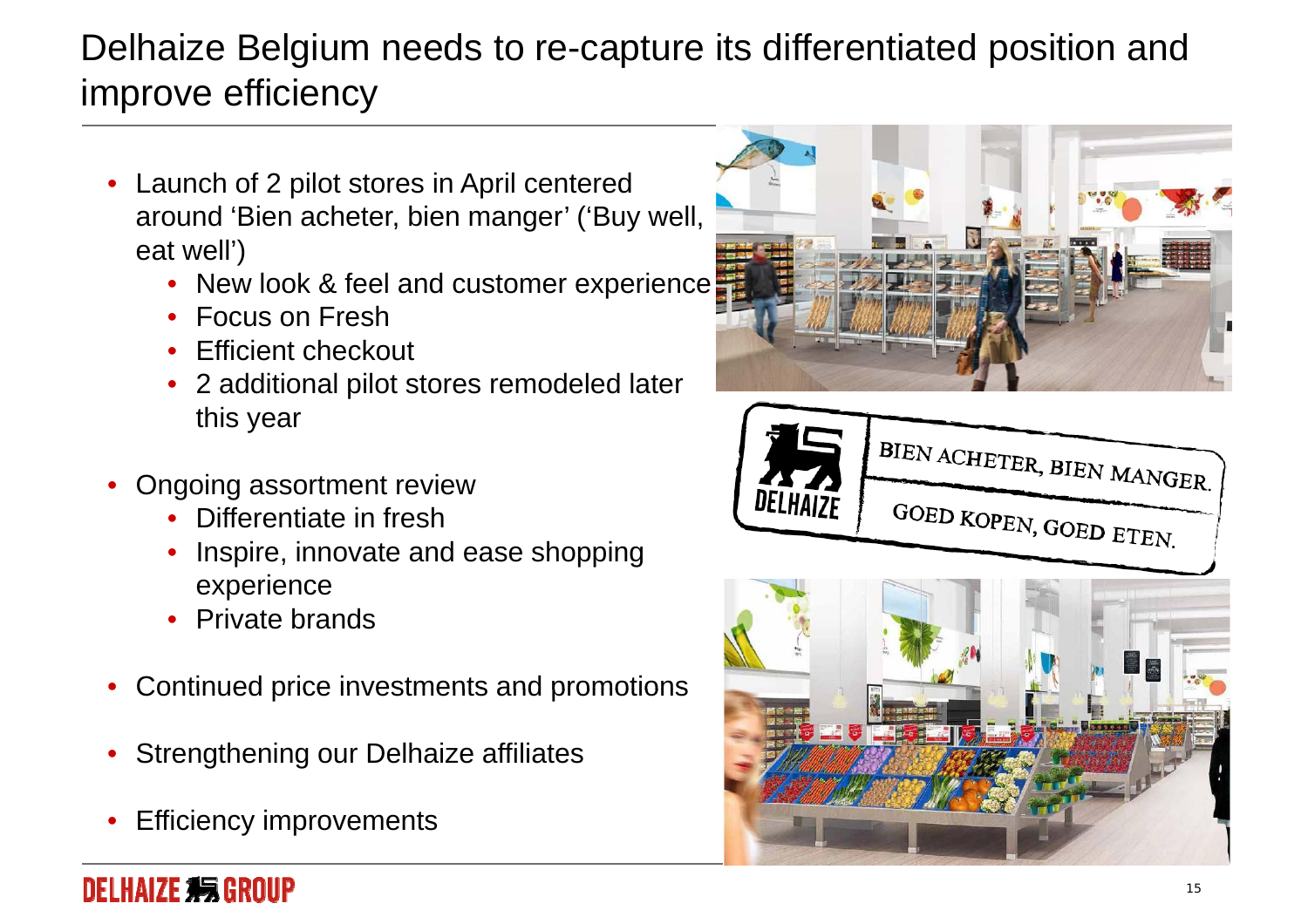# Delhaize Belgium needs to re-capture its differentiated position and improve efficiency

- Launch of 2 pilot stores in April centered around 'Bien acheter, bien manger' ('Buy well, eat well')
  - New look & feel and customer experience
  - Focus on Fresh
  - Efficient checkout
  - 2 additional pilot stores remodeled later this year
- Ongoing assortment review
  - Differentiate in fresh
  - Inspire, innovate and ease shopping experience
  - Private brands
- Continued price investments and promotions
- Strengthening our Delhaize affiliates
- Efficiency improvements

BIEN ACHETER, BIEN MANGER.

GOED KOPEN, GOED ETEN.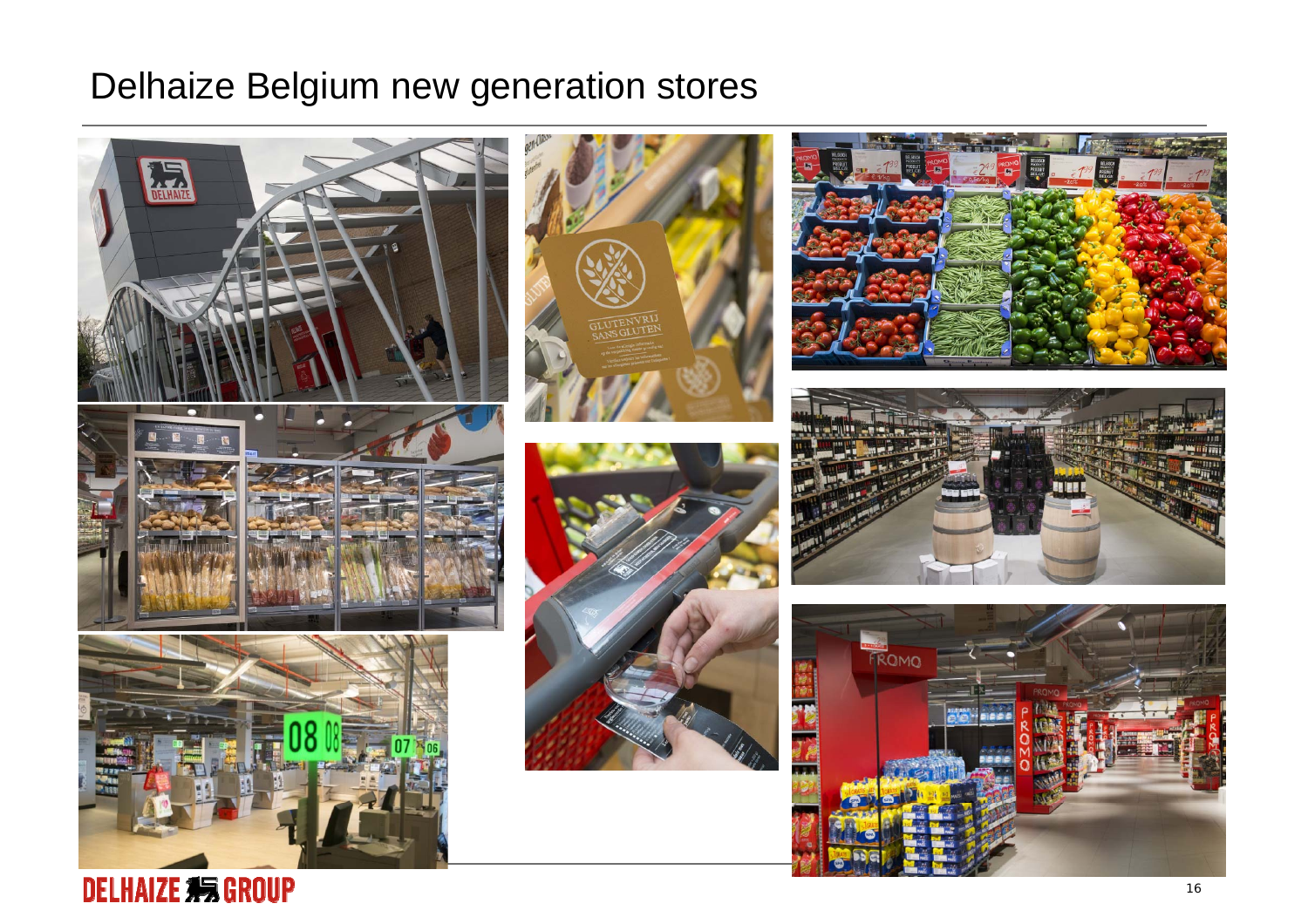# Delhaize Belgium new generation stores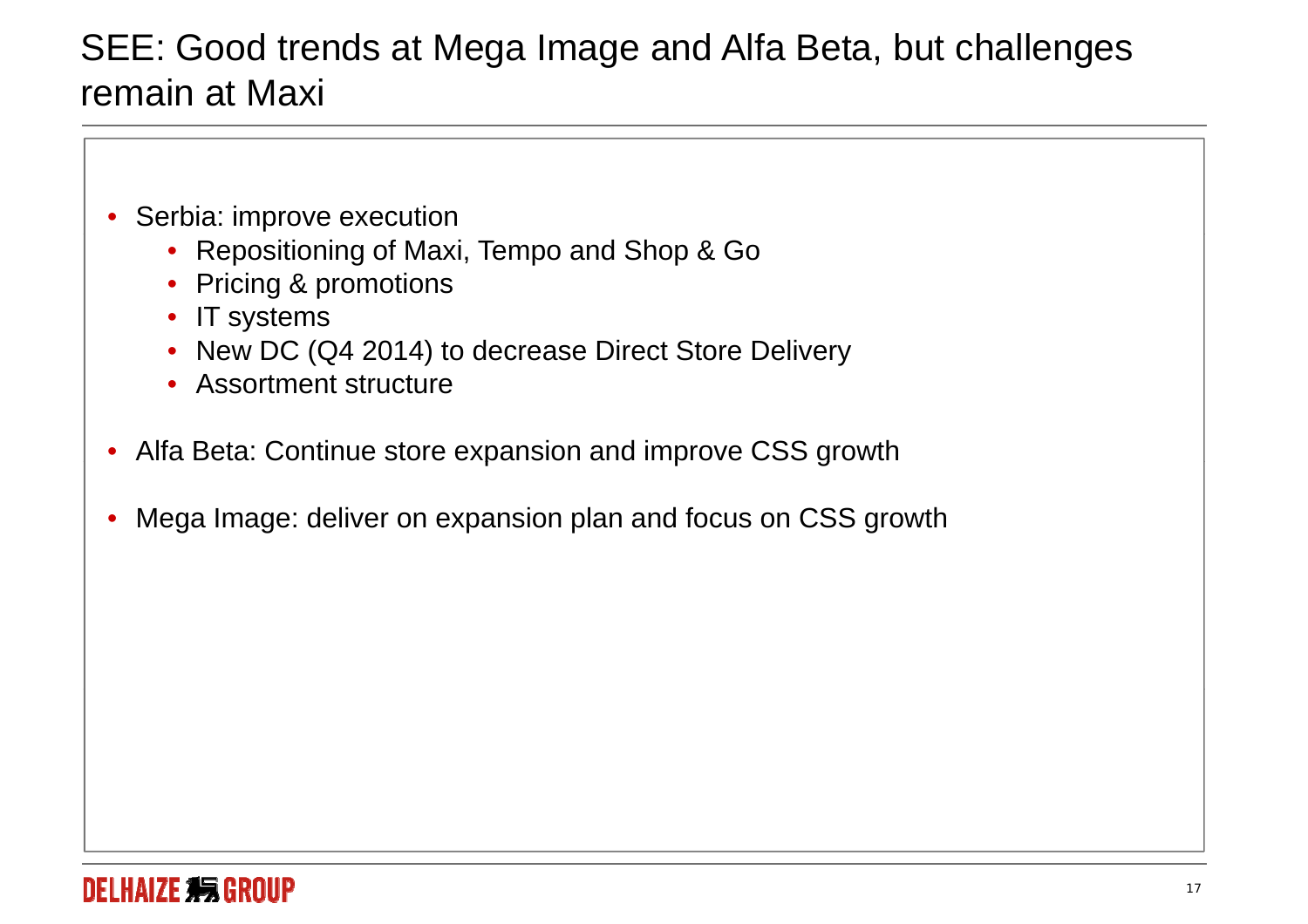# SEE: Good trends at Mega Image and Alfa Beta, but challenges remain at Maxi

- Serbia: improve execution
  - Repositioning of Maxi, Tempo and Shop & Go
  - Pricing & promotions
  - IT systems
  - New DC (Q4 2014) to decrease Direct Store Delivery
  - Assortment structure
- Alfa Beta: Continue store expansion and improve CSS growth
- Mega Image: deliver on expansion plan and focus on CSS growth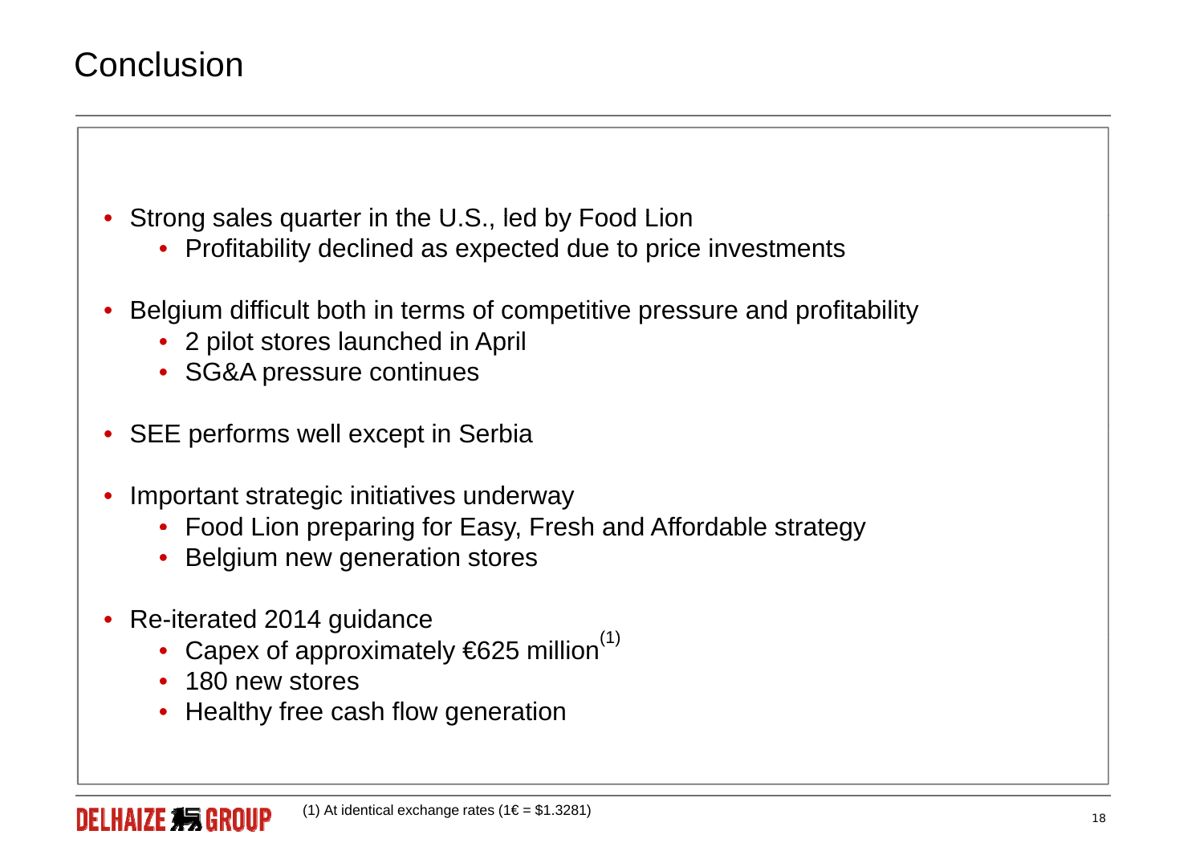# Conclusion

- Strong sales quarter in the U.S., led by Food Lion
  - Profitability declined as expected due to price investments
- Belgium difficult both in terms of competitive pressure and profitability
  - 2 pilot stores launched in April
  - SG&A pressure continues
- SEE performs well except in Serbia
- Important strategic initiatives underway
  - Food Lion preparing for Easy, Fresh and Affordable strategy
  - Belgium new generation stores
- Re-iterated 2014 guidance
  - Capex of approximately €625 million(1)
  - 180 new stores
  - Healthy free cash flow generation

(1) At identical exchange rates (1€ = $1.3281)